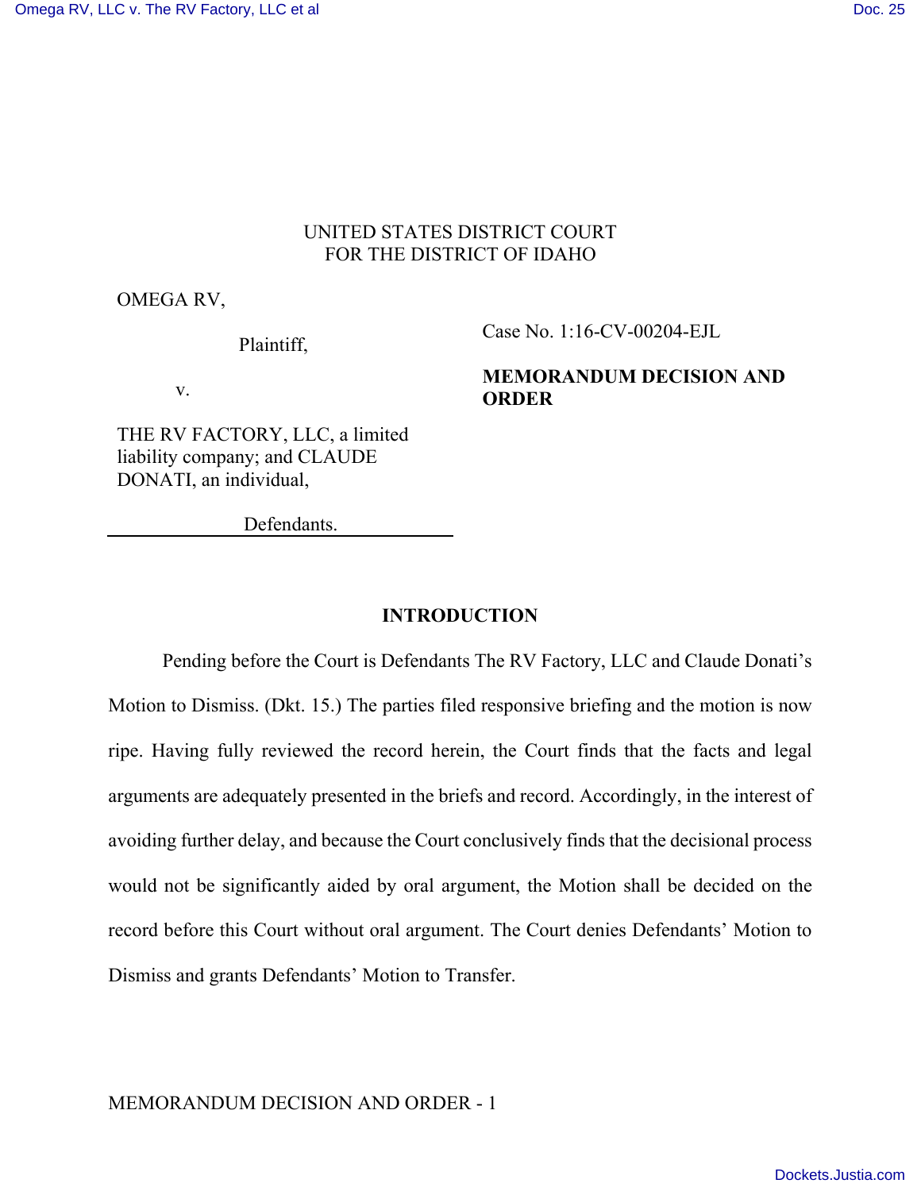UNITED STATES DISTRICT COURT
FOR THE DISTRICT OF IDAHO

OMEGA RV,

Plaintiff,

v.

THE RV FACTORY, LLC, a limited liability company; and CLAUDE DONATI, an individual,

Defendants.

Case No. 1:16-CV-00204-EJL

**MEMORANDUM DECISION AND ORDER**

## INTRODUCTION

Pending before the Court is Defendants The RV Factory, LLC and Claude Donati's Motion to Dismiss. (Dkt. 15.) The parties filed responsive briefing and the motion is now ripe. Having fully reviewed the record herein, the Court finds that the facts and legal arguments are adequately presented in the briefs and record. Accordingly, in the interest of avoiding further delay, and because the Court conclusively finds that the decisional process would not be significantly aided by oral argument, the Motion shall be decided on the record before this Court without oral argument. The Court denies Defendants' Motion to Dismiss and grants Defendants' Motion to Transfer.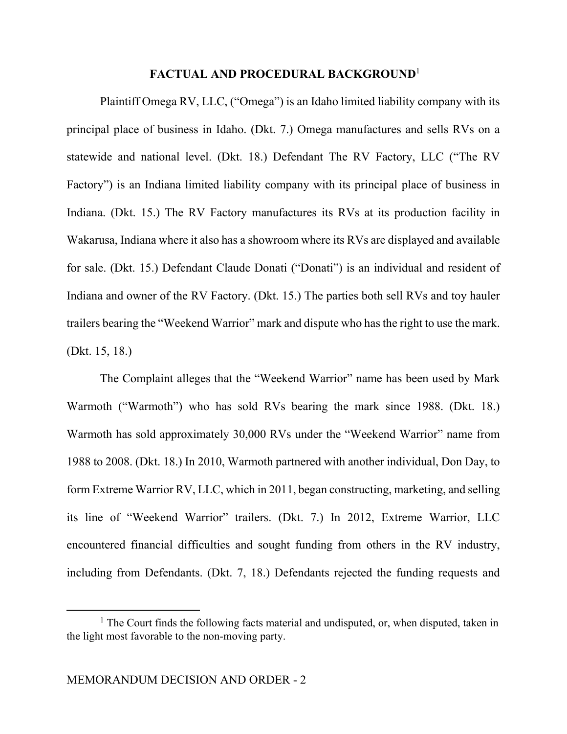## FACTUAL AND PROCEDURAL BACKGROUND[1]

Plaintiff Omega RV, LLC, ("Omega") is an Idaho limited liability company with its principal place of business in Idaho. (Dkt. 7.) Omega manufactures and sells RVs on a statewide and national level. (Dkt. 18.) Defendant The RV Factory, LLC ("The RV Factory") is an Indiana limited liability company with its principal place of business in Indiana. (Dkt. 15.) The RV Factory manufactures its RVs at its production facility in Wakarusa, Indiana where it also has a showroom where its RVs are displayed and available for sale. (Dkt. 15.) Defendant Claude Donati ("Donati") is an individual and resident of Indiana and owner of the RV Factory. (Dkt. 15.) The parties both sell RVs and toy hauler trailers bearing the "Weekend Warrior" mark and dispute who has the right to use the mark. (Dkt. 15, 18.)

The Complaint alleges that the "Weekend Warrior" name has been used by Mark Warmoth ("Warmoth") who has sold RVs bearing the mark since 1988. (Dkt. 18.) Warmoth has sold approximately 30,000 RVs under the "Weekend Warrior" name from 1988 to 2008. (Dkt. 18.) In 2010, Warmoth partnered with another individual, Don Day, to form Extreme Warrior RV, LLC, which in 2011, began constructing, marketing, and selling its line of "Weekend Warrior" trailers. (Dkt. 7.) In 2012, Extreme Warrior, LLC encountered financial difficulties and sought funding from others in the RV industry, including from Defendants. (Dkt. 7, 18.) Defendants rejected the funding requests and

---

[1] The Court finds the following facts material and undisputed, or, when disputed, taken in the light most favorable to the non-moving party.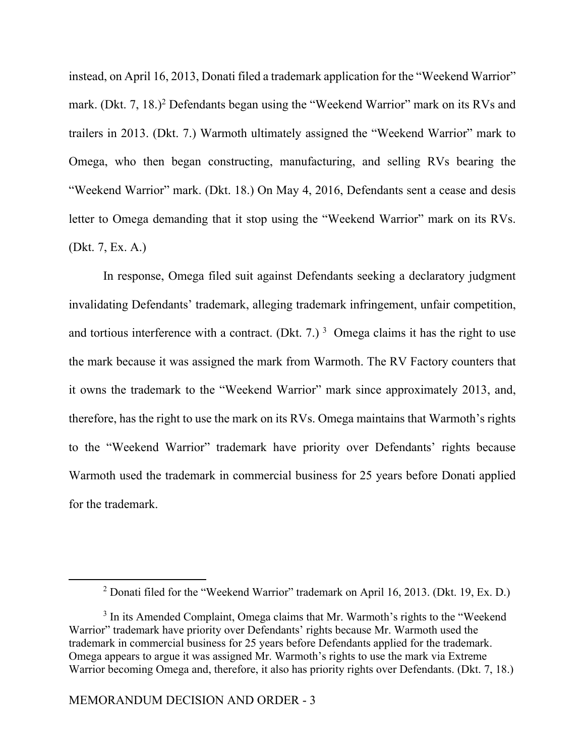instead, on April 16, 2013, Donati filed a trademark application for the "Weekend Warrior" mark. (Dkt. 7, 18.)[2] Defendants began using the "Weekend Warrior" mark on its RVs and trailers in 2013. (Dkt. 7.) Warmoth ultimately assigned the "Weekend Warrior" mark to Omega, who then began constructing, manufacturing, and selling RVs bearing the "Weekend Warrior" mark. (Dkt. 18.) On May 4, 2016, Defendants sent a cease and desis letter to Omega demanding that it stop using the "Weekend Warrior" mark on its RVs. (Dkt. 7, Ex. A.)

In response, Omega filed suit against Defendants seeking a declaratory judgment invalidating Defendants' trademark, alleging trademark infringement, unfair competition, and tortious interference with a contract. (Dkt. 7.)[3] Omega claims it has the right to use the mark because it was assigned the mark from Warmoth. The RV Factory counters that it owns the trademark to the "Weekend Warrior" mark since approximately 2013, and, therefore, has the right to use the mark on its RVs. Omega maintains that Warmoth's rights to the "Weekend Warrior" trademark have priority over Defendants' rights because Warmoth used the trademark in commercial business for 25 years before Donati applied for the trademark.

---

[2] Donati filed for the "Weekend Warrior" trademark on April 16, 2013. (Dkt. 19, Ex. D.)

[3] In its Amended Complaint, Omega claims that Mr. Warmoth's rights to the "Weekend Warrior" trademark have priority over Defendants' rights because Mr. Warmoth used the trademark in commercial business for 25 years before Defendants applied for the trademark. Omega appears to argue it was assigned Mr. Warmoth's rights to use the mark via Extreme Warrior becoming Omega and, therefore, it also has priority rights over Defendants. (Dkt. 7, 18.)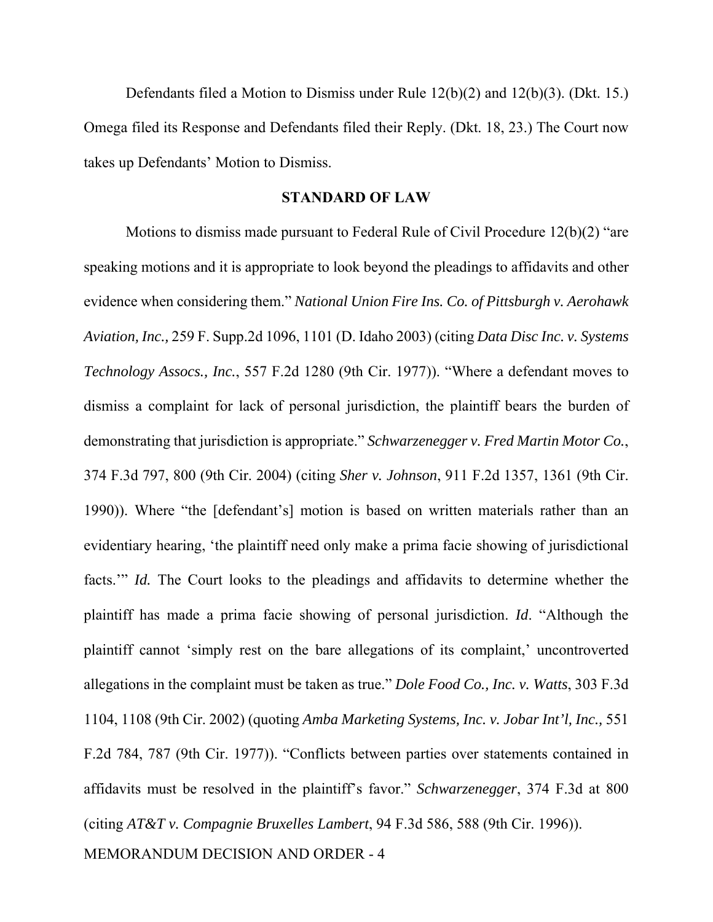Defendants filed a Motion to Dismiss under Rule 12(b)(2) and 12(b)(3). (Dkt. 15.) Omega filed its Response and Defendants filed their Reply. (Dkt. 18, 23.) The Court now takes up Defendants' Motion to Dismiss.

## STANDARD OF LAW

Motions to dismiss made pursuant to Federal Rule of Civil Procedure 12(b)(2) "are speaking motions and it is appropriate to look beyond the pleadings to affidavits and other evidence when considering them." *National Union Fire Ins. Co. of Pittsburgh v. Aerohawk Aviation, Inc.,* 259 F. Supp.2d 1096, 1101 (D. Idaho 2003) (citing *Data Disc Inc. v. Systems Technology Assocs., Inc.*, 557 F.2d 1280 (9th Cir. 1977)). "Where a defendant moves to dismiss a complaint for lack of personal jurisdiction, the plaintiff bears the burden of demonstrating that jurisdiction is appropriate." *Schwarzenegger v. Fred Martin Motor Co.*, 374 F.3d 797, 800 (9th Cir. 2004) (citing *Sher v. Johnson*, 911 F.2d 1357, 1361 (9th Cir. 1990)). Where "the [defendant's] motion is based on written materials rather than an evidentiary hearing, 'the plaintiff need only make a prima facie showing of jurisdictional facts.'" *Id.* The Court looks to the pleadings and affidavits to determine whether the plaintiff has made a prima facie showing of personal jurisdiction. *Id*. "Although the plaintiff cannot 'simply rest on the bare allegations of its complaint,' uncontroverted allegations in the complaint must be taken as true." *Dole Food Co., Inc. v. Watts*, 303 F.3d 1104, 1108 (9th Cir. 2002) (quoting *Amba Marketing Systems, Inc. v. Jobar Int'l, Inc.*, 551 F.2d 784, 787 (9th Cir. 1977)). "Conflicts between parties over statements contained in affidavits must be resolved in the plaintiff's favor." *Schwarzenegger*, 374 F.3d at 800 (citing *AT&T v. Compagnie Bruxelles Lambert*, 94 F.3d 586, 588 (9th Cir. 1996)).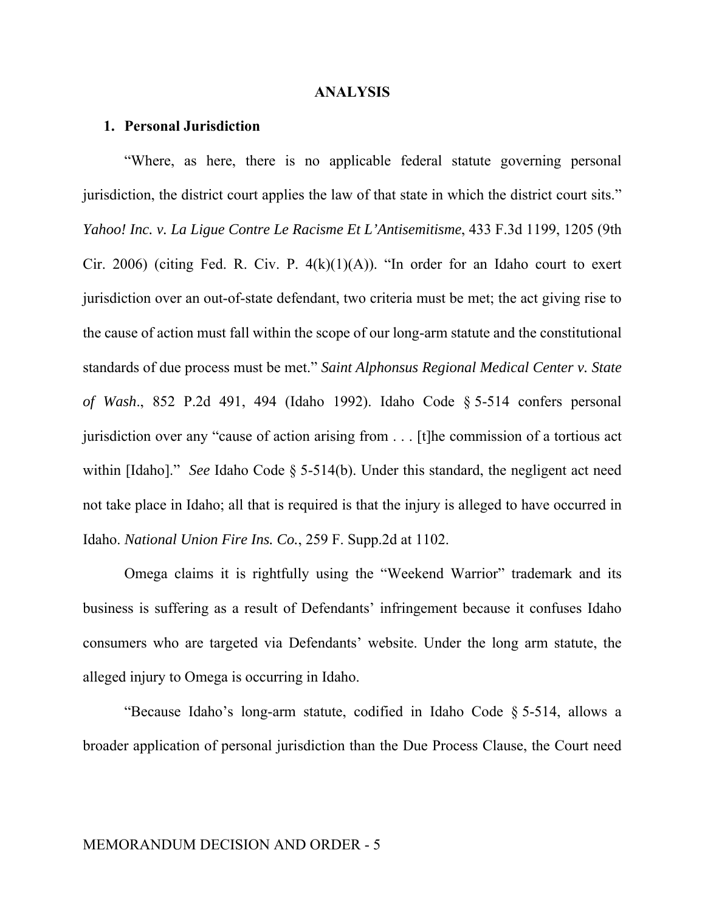## ANALYSIS

### 1. Personal Jurisdiction

"Where, as here, there is no applicable federal statute governing personal jurisdiction, the district court applies the law of that state in which the district court sits." *Yahoo! Inc. v. La Ligue Contre Le Racisme Et L'Antisemitisme*, 433 F.3d 1199, 1205 (9th Cir. 2006) (citing Fed. R. Civ. P. 4(k)(1)(A)). "In order for an Idaho court to exert jurisdiction over an out-of-state defendant, two criteria must be met; the act giving rise to the cause of action must fall within the scope of our long-arm statute and the constitutional standards of due process must be met." *Saint Alphonsus Regional Medical Center v. State of Wash.*, 852 P.2d 491, 494 (Idaho 1992). Idaho Code § 5-514 confers personal jurisdiction over any "cause of action arising from . . . [t]he commission of a tortious act within [Idaho]." *See* Idaho Code § 5-514(b). Under this standard, the negligent act need not take place in Idaho; all that is required is that the injury is alleged to have occurred in Idaho. *National Union Fire Ins. Co.*, 259 F. Supp.2d at 1102.

Omega claims it is rightfully using the "Weekend Warrior" trademark and its business is suffering as a result of Defendants' infringement because it confuses Idaho consumers who are targeted via Defendants' website. Under the long arm statute, the alleged injury to Omega is occurring in Idaho.

"Because Idaho's long-arm statute, codified in Idaho Code § 5-514, allows a broader application of personal jurisdiction than the Due Process Clause, the Court need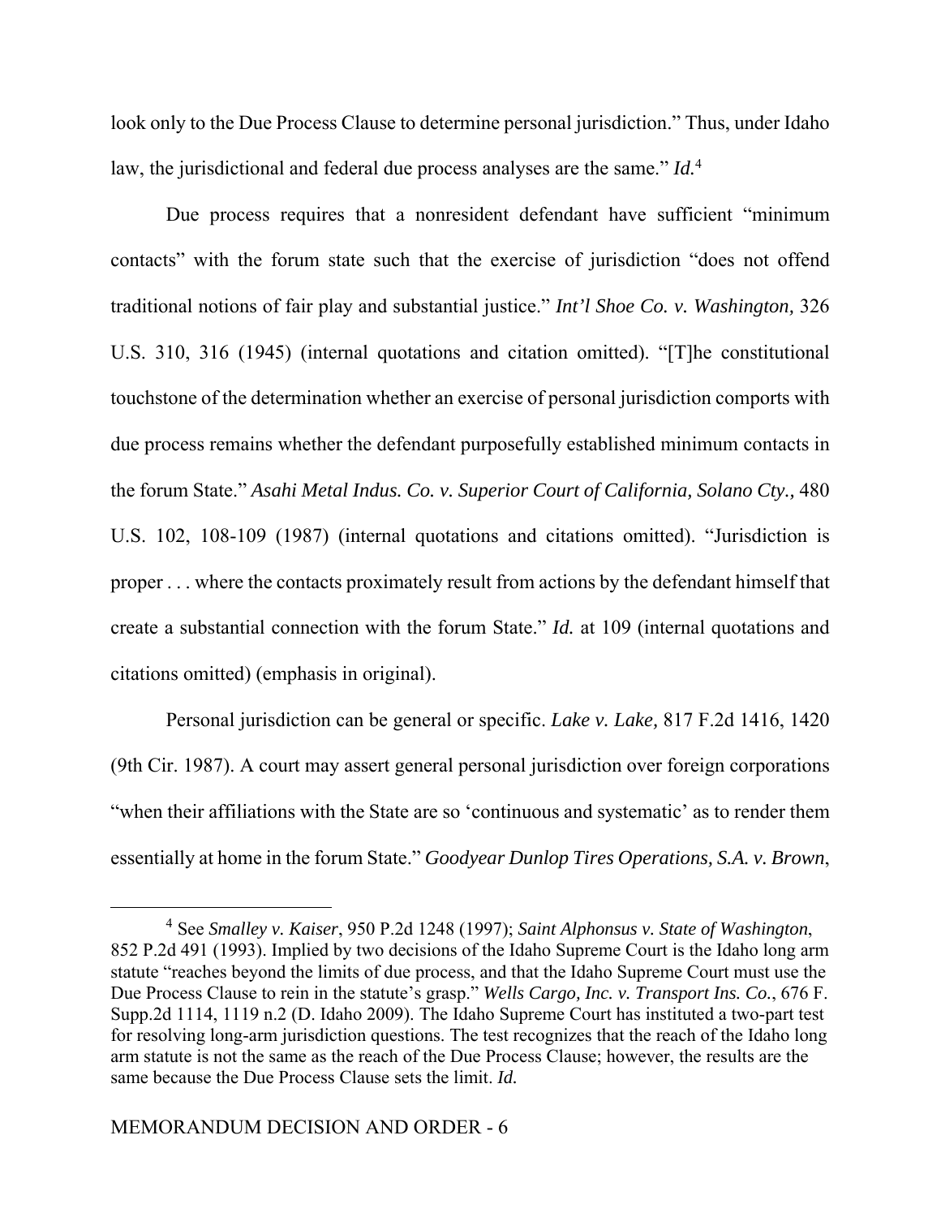look only to the Due Process Clause to determine personal jurisdiction." Thus, under Idaho law, the jurisdictional and federal due process analyses are the same." *Id.*[4]

Due process requires that a nonresident defendant have sufficient "minimum contacts" with the forum state such that the exercise of jurisdiction "does not offend traditional notions of fair play and substantial justice." *Int'l Shoe Co. v. Washington,* 326 U.S. 310, 316 (1945) (internal quotations and citation omitted). "[T]he constitutional touchstone of the determination whether an exercise of personal jurisdiction comports with due process remains whether the defendant purposefully established minimum contacts in the forum State." *Asahi Metal Indus. Co. v. Superior Court of California, Solano Cty.,* 480 U.S. 102, 108-109 (1987) (internal quotations and citations omitted). "Jurisdiction is proper . . . where the contacts proximately result from actions by the defendant himself that create a substantial connection with the forum State." *Id.* at 109 (internal quotations and citations omitted) (emphasis in original).

Personal jurisdiction can be general or specific. *Lake v. Lake,* 817 F.2d 1416, 1420 (9th Cir. 1987). A court may assert general personal jurisdiction over foreign corporations "when their affiliations with the State are so 'continuous and systematic' as to render them essentially at home in the forum State." *Goodyear Dunlop Tires Operations, S.A. v. Brown*,

---

[4] See *Smalley v. Kaiser*, 950 P.2d 1248 (1997); *Saint Alphonsus v. State of Washington*, 852 P.2d 491 (1993). Implied by two decisions of the Idaho Supreme Court is the Idaho long arm statute "reaches beyond the limits of due process, and that the Idaho Supreme Court must use the Due Process Clause to rein in the statute's grasp." *Wells Cargo, Inc. v. Transport Ins. Co.*, 676 F. Supp.2d 1114, 1119 n.2 (D. Idaho 2009). The Idaho Supreme Court has instituted a two-part test for resolving long-arm jurisdiction questions. The test recognizes that the reach of the Idaho long arm statute is not the same as the reach of the Due Process Clause; however, the results are the same because the Due Process Clause sets the limit. *Id.*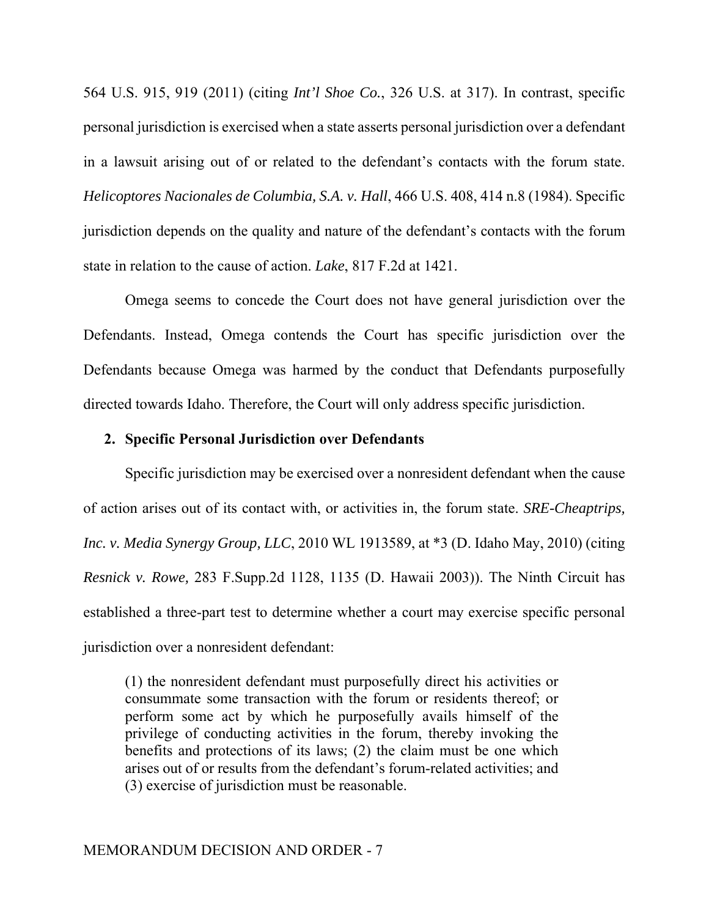564 U.S. 915, 919 (2011) (citing *Int'l Shoe Co.*, 326 U.S. at 317). In contrast, specific personal jurisdiction is exercised when a state asserts personal jurisdiction over a defendant in a lawsuit arising out of or related to the defendant's contacts with the forum state. *Helicoptores Nacionales de Columbia, S.A. v. Hall*, 466 U.S. 408, 414 n.8 (1984). Specific jurisdiction depends on the quality and nature of the defendant's contacts with the forum state in relation to the cause of action. *Lake*, 817 F.2d at 1421.

Omega seems to concede the Court does not have general jurisdiction over the Defendants. Instead, Omega contends the Court has specific jurisdiction over the Defendants because Omega was harmed by the conduct that Defendants purposefully directed towards Idaho. Therefore, the Court will only address specific jurisdiction.

**2. Specific Personal Jurisdiction over Defendants**

Specific jurisdiction may be exercised over a nonresident defendant when the cause of action arises out of its contact with, or activities in, the forum state. *SRE-Cheaptrips, Inc. v. Media Synergy Group, LLC*, 2010 WL 1913589, at *3 (D. Idaho May, 2010) (citing *Resnick v. Rowe,* 283 F.Supp.2d 1128, 1135 (D. Hawaii 2003)). The Ninth Circuit has established a three-part test to determine whether a court may exercise specific personal jurisdiction over a nonresident defendant:

> (1) the nonresident defendant must purposefully direct his activities or consummate some transaction with the forum or residents thereof; or perform some act by which he purposefully avails himself of the privilege of conducting activities in the forum, thereby invoking the benefits and protections of its laws; (2) the claim must be one which arises out of or results from the defendant's forum-related activities; and (3) exercise of jurisdiction must be reasonable.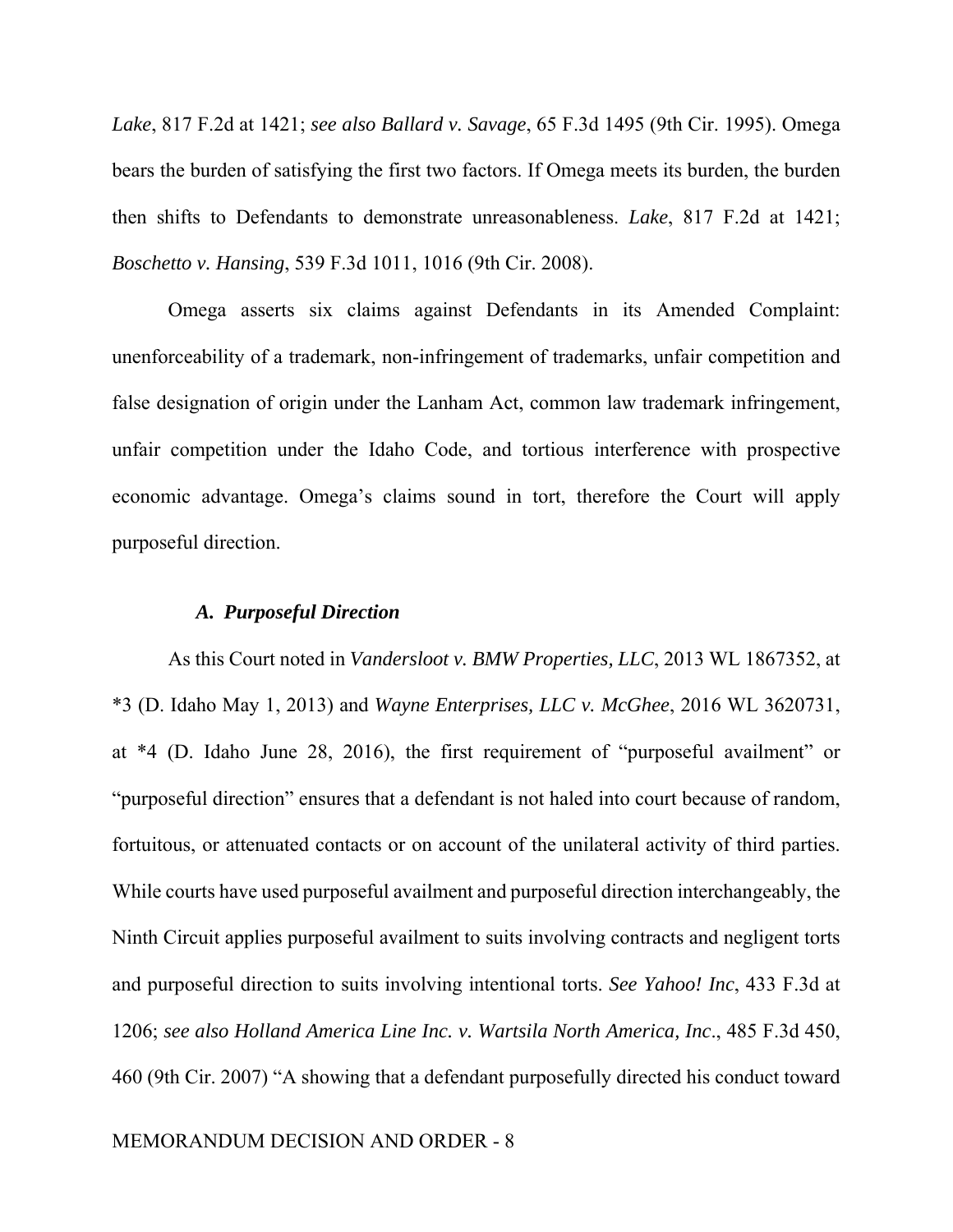*Lake*, 817 F.2d at 1421; *see also Ballard v. Savage*, 65 F.3d 1495 (9th Cir. 1995). Omega bears the burden of satisfying the first two factors. If Omega meets its burden, the burden then shifts to Defendants to demonstrate unreasonableness. *Lake*, 817 F.2d at 1421; *Boschetto v. Hansing*, 539 F.3d 1011, 1016 (9th Cir. 2008).

Omega asserts six claims against Defendants in its Amended Complaint: unenforceability of a trademark, non-infringement of trademarks, unfair competition and false designation of origin under the Lanham Act, common law trademark infringement, unfair competition under the Idaho Code, and tortious interference with prospective economic advantage. Omega's claims sound in tort, therefore the Court will apply purposeful direction.

### *A. Purposeful Direction*

As this Court noted in *Vandersloot v. BMW Properties, LLC*, 2013 WL 1867352, at *3 (D. Idaho May 1, 2013) and *Wayne Enterprises, LLC v. McGhee*, 2016 WL 3620731, at *4 (D. Idaho June 28, 2016), the first requirement of "purposeful availment" or "purposeful direction" ensures that a defendant is not haled into court because of random, fortuitous, or attenuated contacts or on account of the unilateral activity of third parties. While courts have used purposeful availment and purposeful direction interchangeably, the Ninth Circuit applies purposeful availment to suits involving contracts and negligent torts and purposeful direction to suits involving intentional torts. *See Yahoo! Inc*, 433 F.3d at 1206; *see also Holland America Line Inc. v. Wartsila North America, Inc*., 485 F.3d 450, 460 (9th Cir. 2007) "A showing that a defendant purposefully directed his conduct toward

MEMORANDUM DECISION AND ORDER - 8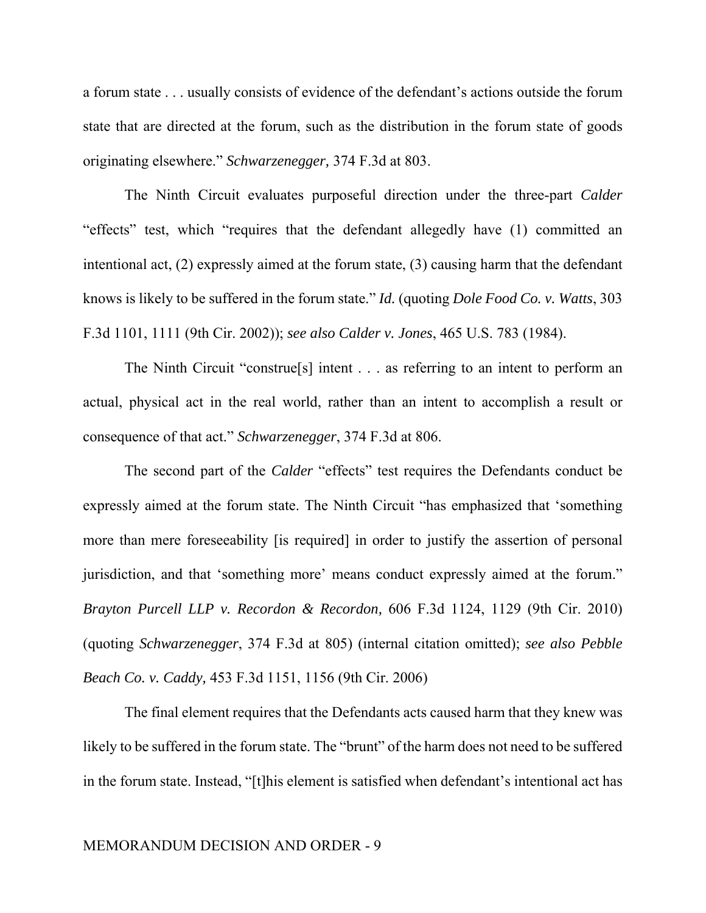a forum state . . . usually consists of evidence of the defendant's actions outside the forum state that are directed at the forum, such as the distribution in the forum state of goods originating elsewhere." *Schwarzenegger,* 374 F.3d at 803.

The Ninth Circuit evaluates purposeful direction under the three-part *Calder* "effects" test, which "requires that the defendant allegedly have (1) committed an intentional act, (2) expressly aimed at the forum state, (3) causing harm that the defendant knows is likely to be suffered in the forum state." *Id.* (quoting *Dole Food Co. v. Watts*, 303 F.3d 1101, 1111 (9th Cir. 2002)); *see also Calder v. Jones*, 465 U.S. 783 (1984).

The Ninth Circuit "construe[s] intent . . . as referring to an intent to perform an actual, physical act in the real world, rather than an intent to accomplish a result or consequence of that act." *Schwarzenegger*, 374 F.3d at 806.

The second part of the *Calder* "effects" test requires the Defendants conduct be expressly aimed at the forum state. The Ninth Circuit "has emphasized that 'something more than mere foreseeability [is required] in order to justify the assertion of personal jurisdiction, and that 'something more' means conduct expressly aimed at the forum." *Brayton Purcell LLP v. Recordon & Recordon,* 606 F.3d 1124, 1129 (9th Cir. 2010) (quoting *Schwarzenegger*, 374 F.3d at 805) (internal citation omitted); *see also Pebble Beach Co. v. Caddy,* 453 F.3d 1151, 1156 (9th Cir. 2006)

The final element requires that the Defendants acts caused harm that they knew was likely to be suffered in the forum state. The "brunt" of the harm does not need to be suffered in the forum state. Instead, "[t]his element is satisfied when defendant's intentional act has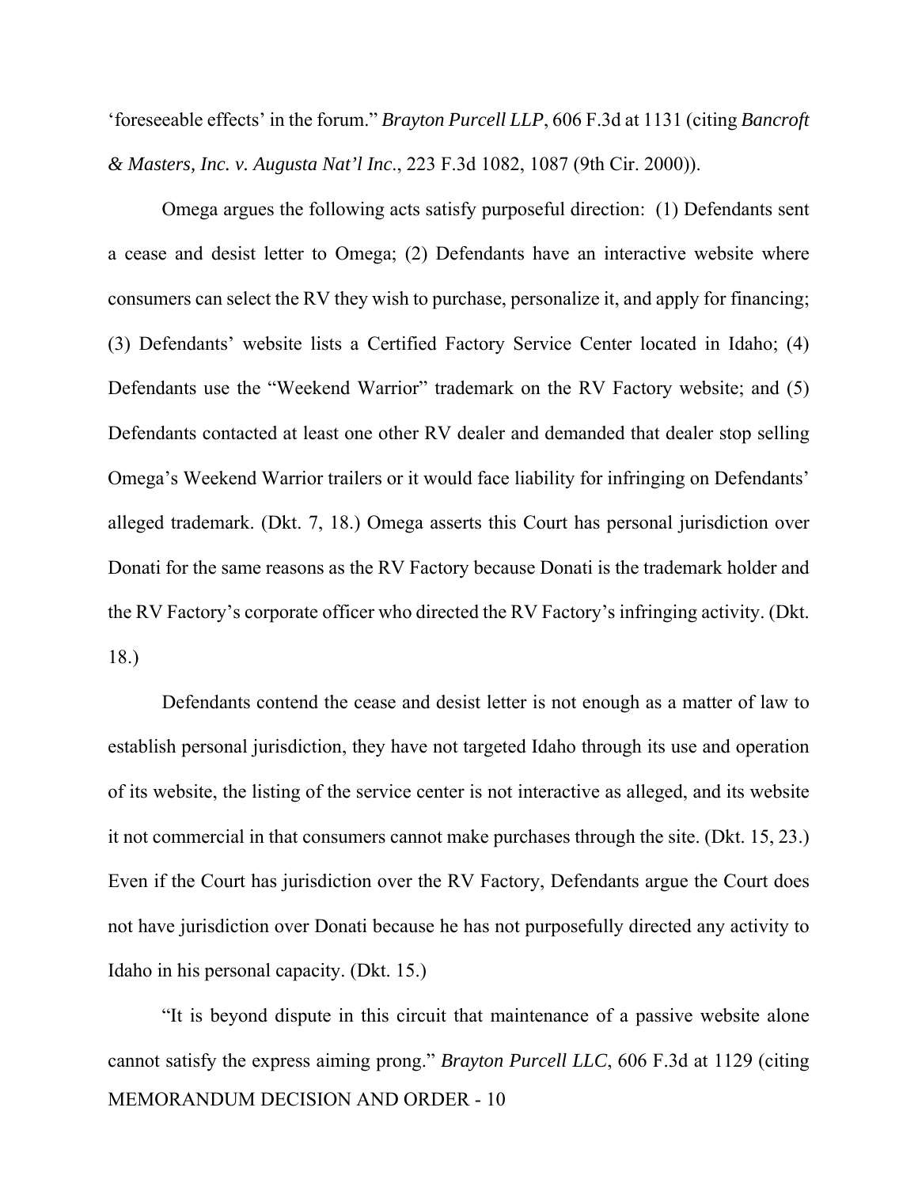'foreseeable effects' in the forum." *Brayton Purcell LLP*, 606 F.3d at 1131 (citing *Bancroft & Masters, Inc. v. Augusta Nat'l Inc*., 223 F.3d 1082, 1087 (9th Cir. 2000)).

Omega argues the following acts satisfy purposeful direction: (1) Defendants sent a cease and desist letter to Omega; (2) Defendants have an interactive website where consumers can select the RV they wish to purchase, personalize it, and apply for financing; (3) Defendants' website lists a Certified Factory Service Center located in Idaho; (4) Defendants use the "Weekend Warrior" trademark on the RV Factory website; and (5) Defendants contacted at least one other RV dealer and demanded that dealer stop selling Omega's Weekend Warrior trailers or it would face liability for infringing on Defendants' alleged trademark. (Dkt. 7, 18.) Omega asserts this Court has personal jurisdiction over Donati for the same reasons as the RV Factory because Donati is the trademark holder and the RV Factory's corporate officer who directed the RV Factory's infringing activity. (Dkt. 18.)

Defendants contend the cease and desist letter is not enough as a matter of law to establish personal jurisdiction, they have not targeted Idaho through its use and operation of its website, the listing of the service center is not interactive as alleged, and its website it not commercial in that consumers cannot make purchases through the site. (Dkt. 15, 23.) Even if the Court has jurisdiction over the RV Factory, Defendants argue the Court does not have jurisdiction over Donati because he has not purposefully directed any activity to Idaho in his personal capacity. (Dkt. 15.)

"It is beyond dispute in this circuit that maintenance of a passive website alone cannot satisfy the express aiming prong." *Brayton Purcell LLC*, 606 F.3d at 1129 (citing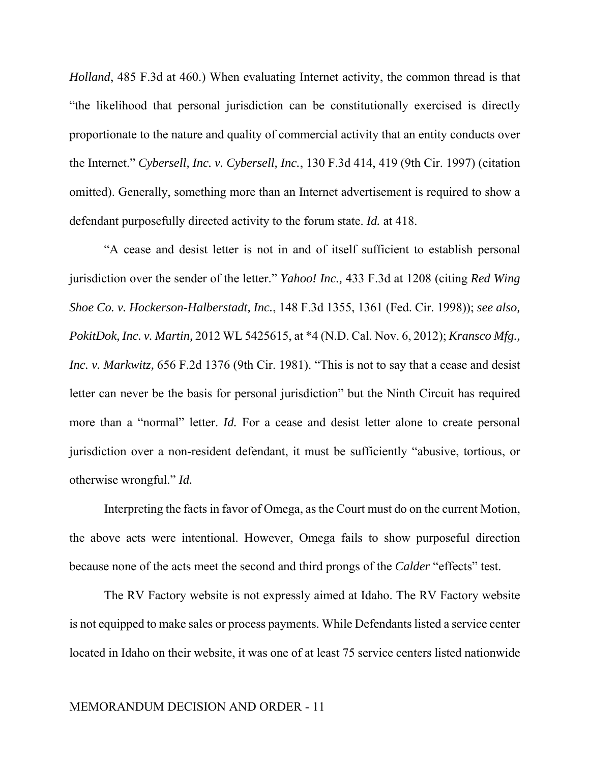*Holland*, 485 F.3d at 460.) When evaluating Internet activity, the common thread is that "the likelihood that personal jurisdiction can be constitutionally exercised is directly proportionate to the nature and quality of commercial activity that an entity conducts over the Internet." *Cybersell, Inc. v. Cybersell, Inc.*, 130 F.3d 414, 419 (9th Cir. 1997) (citation omitted). Generally, something more than an Internet advertisement is required to show a defendant purposefully directed activity to the forum state. *Id.* at 418.

"A cease and desist letter is not in and of itself sufficient to establish personal jurisdiction over the sender of the letter." *Yahoo! Inc.,* 433 F.3d at 1208 (citing *Red Wing Shoe Co. v. Hockerson-Halberstadt, Inc.*, 148 F.3d 1355, 1361 (Fed. Cir. 1998)); *see also, PokitDok, Inc. v. Martin,* 2012 WL 5425615, at *4 (N.D. Cal. Nov. 6, 2012); *Kransco Mfg., Inc. v. Markwitz,* 656 F.2d 1376 (9th Cir. 1981). "This is not to say that a cease and desist letter can never be the basis for personal jurisdiction" but the Ninth Circuit has required more than a "normal" letter. *Id.* For a cease and desist letter alone to create personal jurisdiction over a non-resident defendant, it must be sufficiently "abusive, tortious, or otherwise wrongful." *Id.*

Interpreting the facts in favor of Omega, as the Court must do on the current Motion, the above acts were intentional. However, Omega fails to show purposeful direction because none of the acts meet the second and third prongs of the *Calder* "effects" test.

The RV Factory website is not expressly aimed at Idaho. The RV Factory website is not equipped to make sales or process payments. While Defendants listed a service center located in Idaho on their website, it was one of at least 75 service centers listed nationwide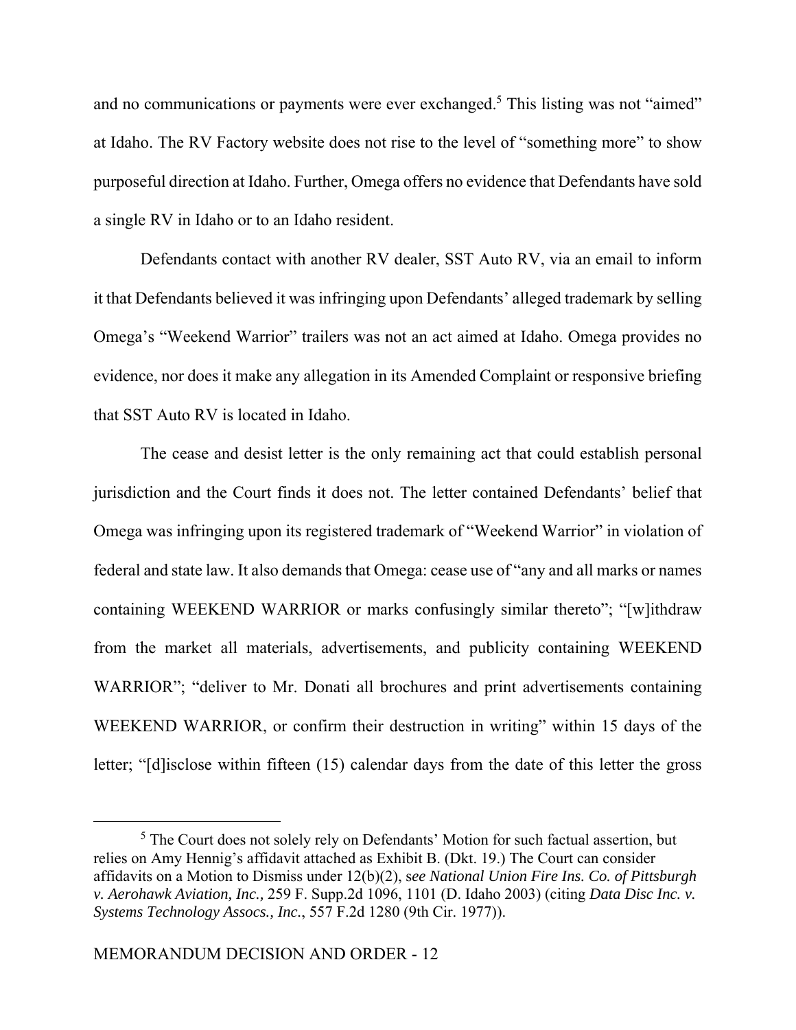and no communications or payments were ever exchanged.[5] This listing was not "aimed" at Idaho. The RV Factory website does not rise to the level of "something more" to show purposeful direction at Idaho. Further, Omega offers no evidence that Defendants have sold a single RV in Idaho or to an Idaho resident.

Defendants contact with another RV dealer, SST Auto RV, via an email to inform it that Defendants believed it was infringing upon Defendants' alleged trademark by selling Omega's "Weekend Warrior" trailers was not an act aimed at Idaho. Omega provides no evidence, nor does it make any allegation in its Amended Complaint or responsive briefing that SST Auto RV is located in Idaho.

The cease and desist letter is the only remaining act that could establish personal jurisdiction and the Court finds it does not. The letter contained Defendants' belief that Omega was infringing upon its registered trademark of "Weekend Warrior" in violation of federal and state law. It also demands that Omega: cease use of "any and all marks or names containing WEEKEND WARRIOR or marks confusingly similar thereto"; "[w]ithdraw from the market all materials, advertisements, and publicity containing WEEKEND WARRIOR"; "deliver to Mr. Donati all brochures and print advertisements containing WEEKEND WARRIOR, or confirm their destruction in writing" within 15 days of the letter; "[d]isclose within fifteen (15) calendar days from the date of this letter the gross

---

[5] The Court does not solely rely on Defendants' Motion for such factual assertion, but relies on Amy Hennig's affidavit attached as Exhibit B. (Dkt. 19.) The Court can consider affidavits on a Motion to Dismiss under 12(b)(2), s*ee National Union Fire Ins. Co. of Pittsburgh v. Aerohawk Aviation, Inc.,* 259 F. Supp.2d 1096, 1101 (D. Idaho 2003) (citing *Data Disc Inc. v. Systems Technology Assocs., Inc.*, 557 F.2d 1280 (9th Cir. 1977)).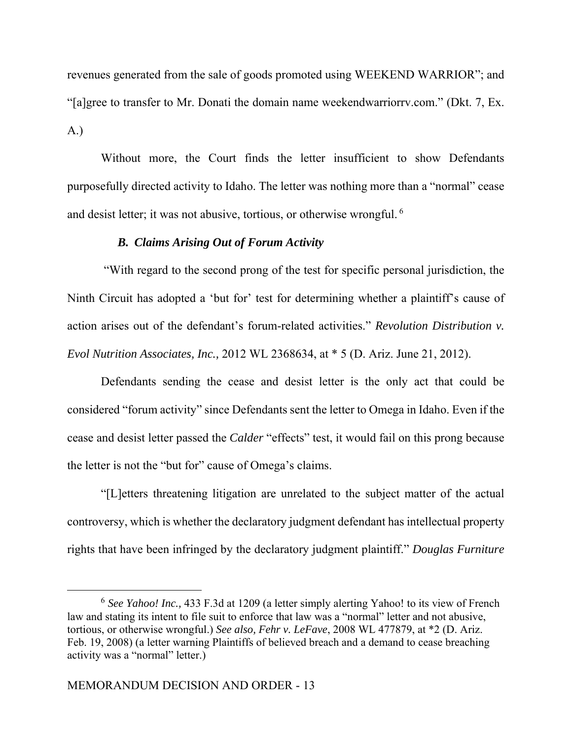revenues generated from the sale of goods promoted using WEEKEND WARRIOR"; and "[a]gree to transfer to Mr. Donati the domain name weekendwarriorrv.com." (Dkt. 7, Ex. A.)

Without more, the Court finds the letter insufficient to show Defendants purposefully directed activity to Idaho. The letter was nothing more than a "normal" cease and desist letter; it was not abusive, tortious, or otherwise wrongful. [6]

### *B. Claims Arising Out of Forum Activity*

"With regard to the second prong of the test for specific personal jurisdiction, the Ninth Circuit has adopted a 'but for' test for determining whether a plaintiff's cause of action arises out of the defendant's forum-related activities." *Revolution Distribution v. Evol Nutrition Associates, Inc.,* 2012 WL 2368634, at * 5 (D. Ariz. June 21, 2012).

Defendants sending the cease and desist letter is the only act that could be considered "forum activity" since Defendants sent the letter to Omega in Idaho. Even if the cease and desist letter passed the *Calder* "effects" test, it would fail on this prong because the letter is not the "but for" cause of Omega's claims.

"[L]etters threatening litigation are unrelated to the subject matter of the actual controversy, which is whether the declaratory judgment defendant has intellectual property rights that have been infringed by the declaratory judgment plaintiff." *Douglas Furniture*

---

[6] *See Yahoo! Inc.,* 433 F.3d at 1209 (a letter simply alerting Yahoo! to its view of French law and stating its intent to file suit to enforce that law was a "normal" letter and not abusive, tortious, or otherwise wrongful.) *See also, Fehr v. LeFave*, 2008 WL 477879, at *2 (D. Ariz. Feb. 19, 2008) (a letter warning Plaintiffs of believed breach and a demand to cease breaching activity was a "normal" letter.)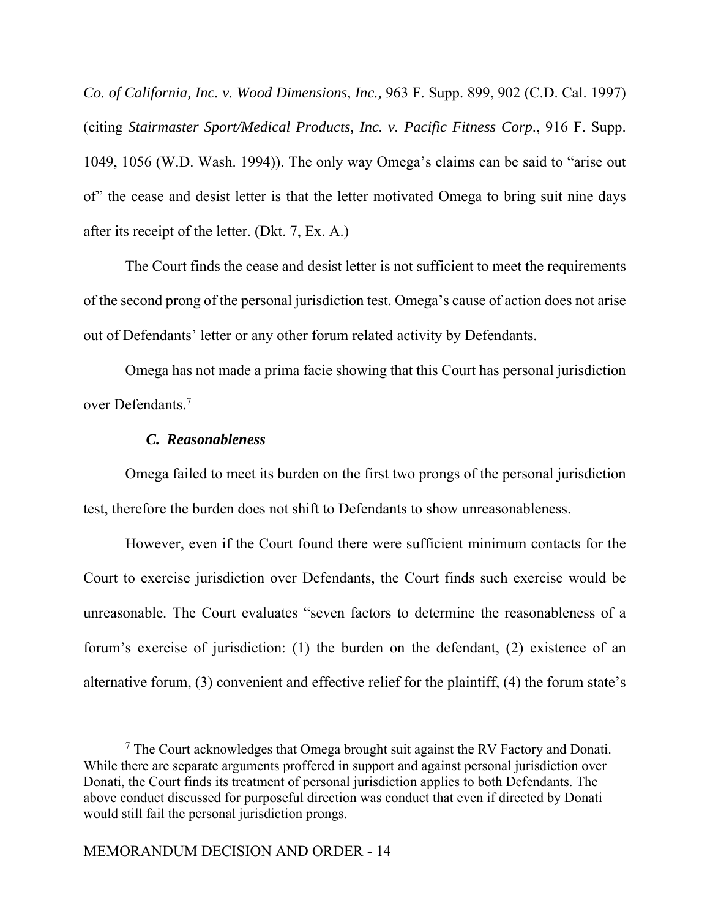*Co. of California, Inc. v. Wood Dimensions, Inc.*, 963 F. Supp. 899, 902 (C.D. Cal. 1997) (citing *Stairmaster Sport/Medical Products, Inc. v. Pacific Fitness Corp*., 916 F. Supp. 1049, 1056 (W.D. Wash. 1994)). The only way Omega's claims can be said to "arise out of" the cease and desist letter is that the letter motivated Omega to bring suit nine days after its receipt of the letter. (Dkt. 7, Ex. A.)

The Court finds the cease and desist letter is not sufficient to meet the requirements of the second prong of the personal jurisdiction test. Omega's cause of action does not arise out of Defendants' letter or any other forum related activity by Defendants.

Omega has not made a prima facie showing that this Court has personal jurisdiction over Defendants.[7]

### *C. Reasonableness*

Omega failed to meet its burden on the first two prongs of the personal jurisdiction test, therefore the burden does not shift to Defendants to show unreasonableness.

However, even if the Court found there were sufficient minimum contacts for the Court to exercise jurisdiction over Defendants, the Court finds such exercise would be unreasonable. The Court evaluates "seven factors to determine the reasonableness of a forum's exercise of jurisdiction: (1) the burden on the defendant, (2) existence of an alternative forum, (3) convenient and effective relief for the plaintiff, (4) the forum state's

---

[7] The Court acknowledges that Omega brought suit against the RV Factory and Donati. While there are separate arguments proffered in support and against personal jurisdiction over Donati, the Court finds its treatment of personal jurisdiction applies to both Defendants. The above conduct discussed for purposeful direction was conduct that even if directed by Donati would still fail the personal jurisdiction prongs.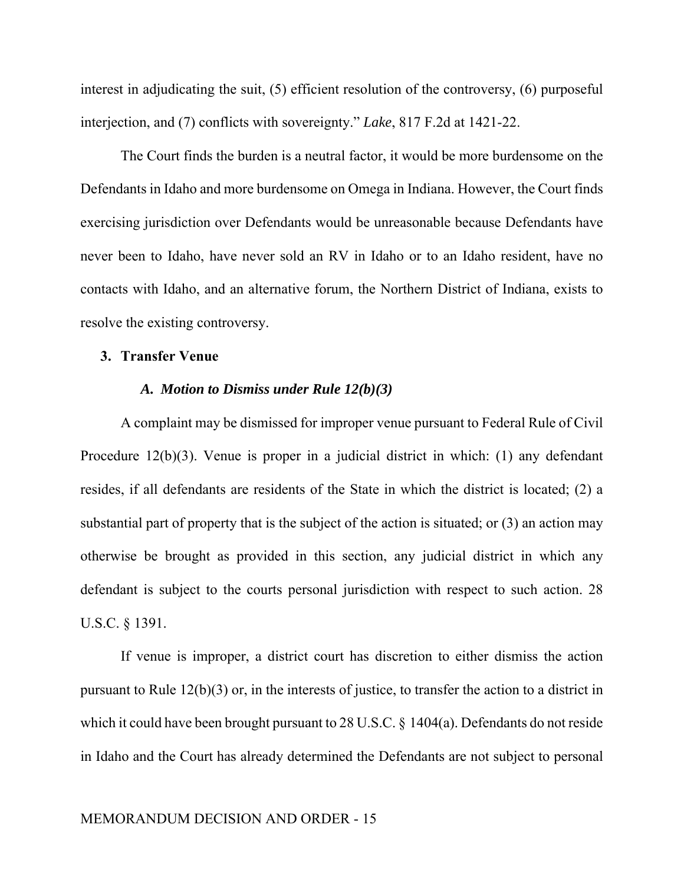interest in adjudicating the suit, (5) efficient resolution of the controversy, (6) purposeful interjection, and (7) conflicts with sovereignty." *Lake*, 817 F.2d at 1421-22.

The Court finds the burden is a neutral factor, it would be more burdensome on the Defendants in Idaho and more burdensome on Omega in Indiana. However, the Court finds exercising jurisdiction over Defendants would be unreasonable because Defendants have never been to Idaho, have never sold an RV in Idaho or to an Idaho resident, have no contacts with Idaho, and an alternative forum, the Northern District of Indiana, exists to resolve the existing controversy.

**3. Transfer Venue**

***A. Motion to Dismiss under Rule 12(b)(3)***

A complaint may be dismissed for improper venue pursuant to Federal Rule of Civil Procedure 12(b)(3). Venue is proper in a judicial district in which: (1) any defendant resides, if all defendants are residents of the State in which the district is located; (2) a substantial part of property that is the subject of the action is situated; or (3) an action may otherwise be brought as provided in this section, any judicial district in which any defendant is subject to the courts personal jurisdiction with respect to such action. 28 U.S.C. § 1391.

If venue is improper, a district court has discretion to either dismiss the action pursuant to Rule 12(b)(3) or, in the interests of justice, to transfer the action to a district in which it could have been brought pursuant to 28 U.S.C. § 1404(a). Defendants do not reside in Idaho and the Court has already determined the Defendants are not subject to personal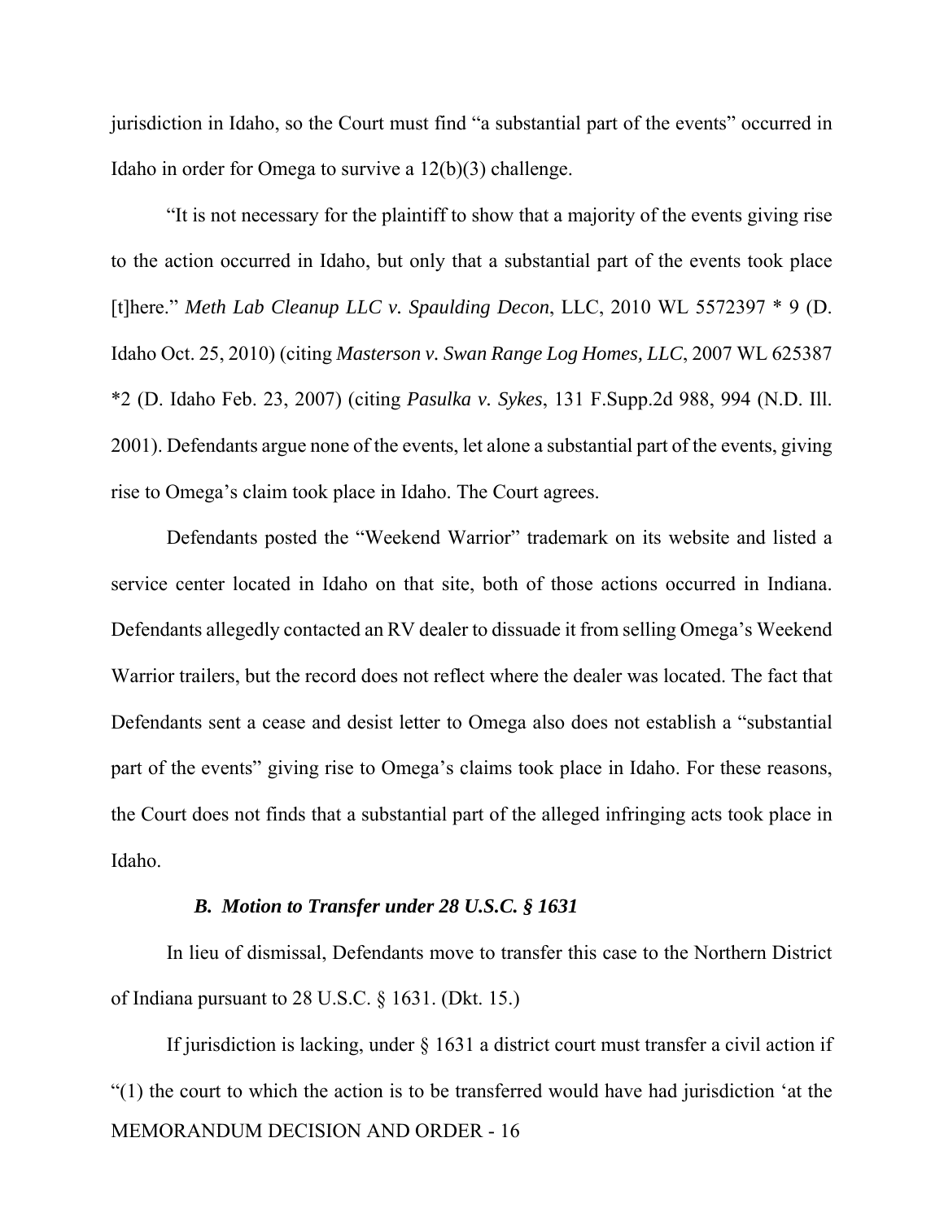jurisdiction in Idaho, so the Court must find "a substantial part of the events" occurred in Idaho in order for Omega to survive a 12(b)(3) challenge.

"It is not necessary for the plaintiff to show that a majority of the events giving rise to the action occurred in Idaho, but only that a substantial part of the events took place [t]here." *Meth Lab Cleanup LLC v. Spaulding Decon*, LLC, 2010 WL 5572397 * 9 (D. Idaho Oct. 25, 2010) (citing *Masterson v. Swan Range Log Homes, LLC*, 2007 WL 625387 *2 (D. Idaho Feb. 23, 2007) (citing *Pasulka v. Sykes*, 131 F.Supp.2d 988, 994 (N.D. Ill. 2001). Defendants argue none of the events, let alone a substantial part of the events, giving rise to Omega's claim took place in Idaho. The Court agrees.

Defendants posted the "Weekend Warrior" trademark on its website and listed a service center located in Idaho on that site, both of those actions occurred in Indiana. Defendants allegedly contacted an RV dealer to dissuade it from selling Omega's Weekend Warrior trailers, but the record does not reflect where the dealer was located. The fact that Defendants sent a cease and desist letter to Omega also does not establish a "substantial part of the events" giving rise to Omega's claims took place in Idaho. For these reasons, the Court does not finds that a substantial part of the alleged infringing acts took place in Idaho.

### *B. Motion to Transfer under 28 U.S.C. § 1631*

In lieu of dismissal, Defendants move to transfer this case to the Northern District of Indiana pursuant to 28 U.S.C. § 1631. (Dkt. 15.)

If jurisdiction is lacking, under § 1631 a district court must transfer a civil action if "(1) the court to which the action is to be transferred would have had jurisdiction 'at the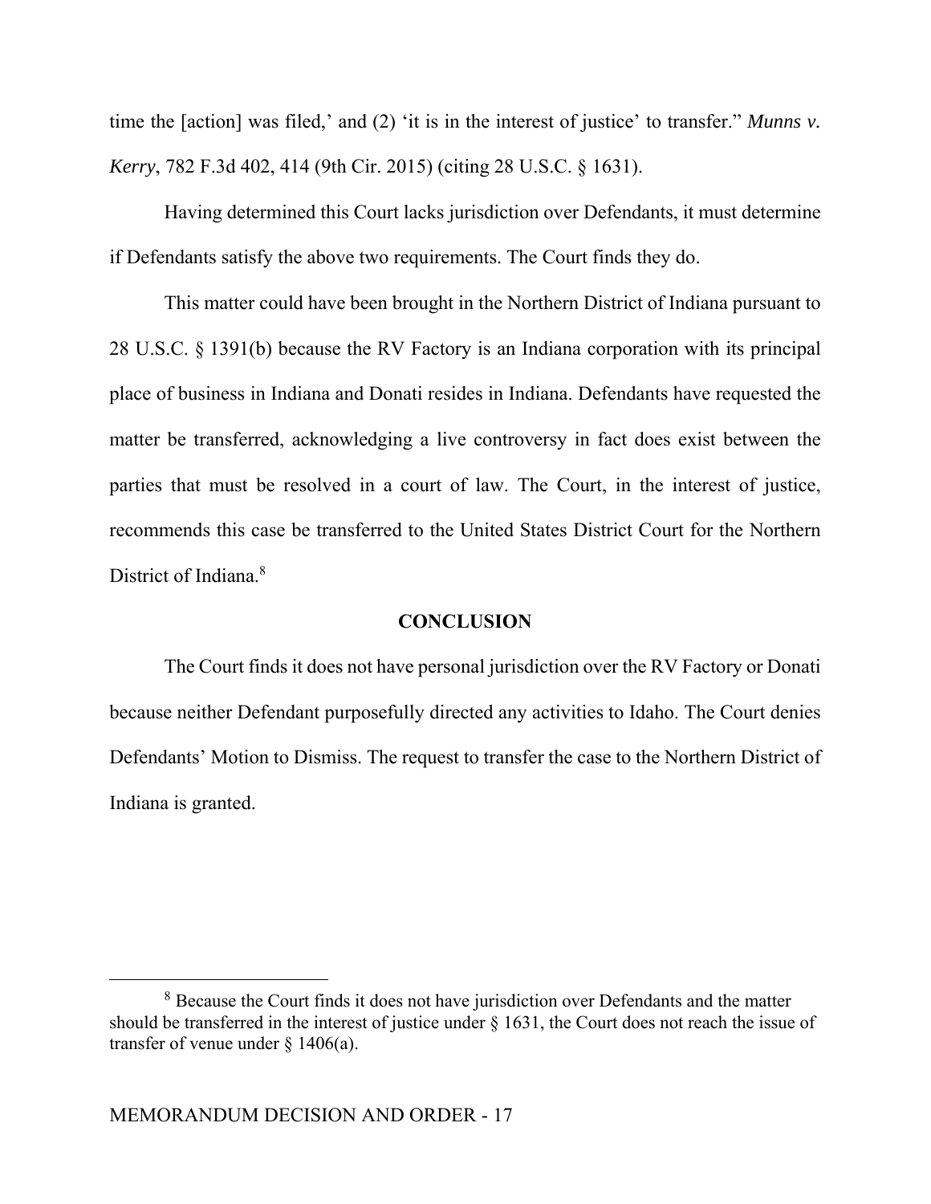time the [action] was filed,' and (2) 'it is in the interest of justice' to transfer." *Munns v. Kerry*, 782 F.3d 402, 414 (9th Cir. 2015) (citing 28 U.S.C. § 1631).

Having determined this Court lacks jurisdiction over Defendants, it must determine if Defendants satisfy the above two requirements. The Court finds they do.

This matter could have been brought in the Northern District of Indiana pursuant to 28 U.S.C. § 1391(b) because the RV Factory is an Indiana corporation with its principal place of business in Indiana and Donati resides in Indiana. Defendants have requested the matter be transferred, acknowledging a live controversy in fact does exist between the parties that must be resolved in a court of law. The Court, in the interest of justice, recommends this case be transferred to the United States District Court for the Northern District of Indiana.[8]

## CONCLUSION

The Court finds it does not have personal jurisdiction over the RV Factory or Donati because neither Defendant purposefully directed any activities to Idaho. The Court denies Defendants' Motion to Dismiss. The request to transfer the case to the Northern District of Indiana is granted.

---

[8] Because the Court finds it does not have jurisdiction over Defendants and the matter should be transferred in the interest of justice under § 1631, the Court does not reach the issue of transfer of venue under § 1406(a).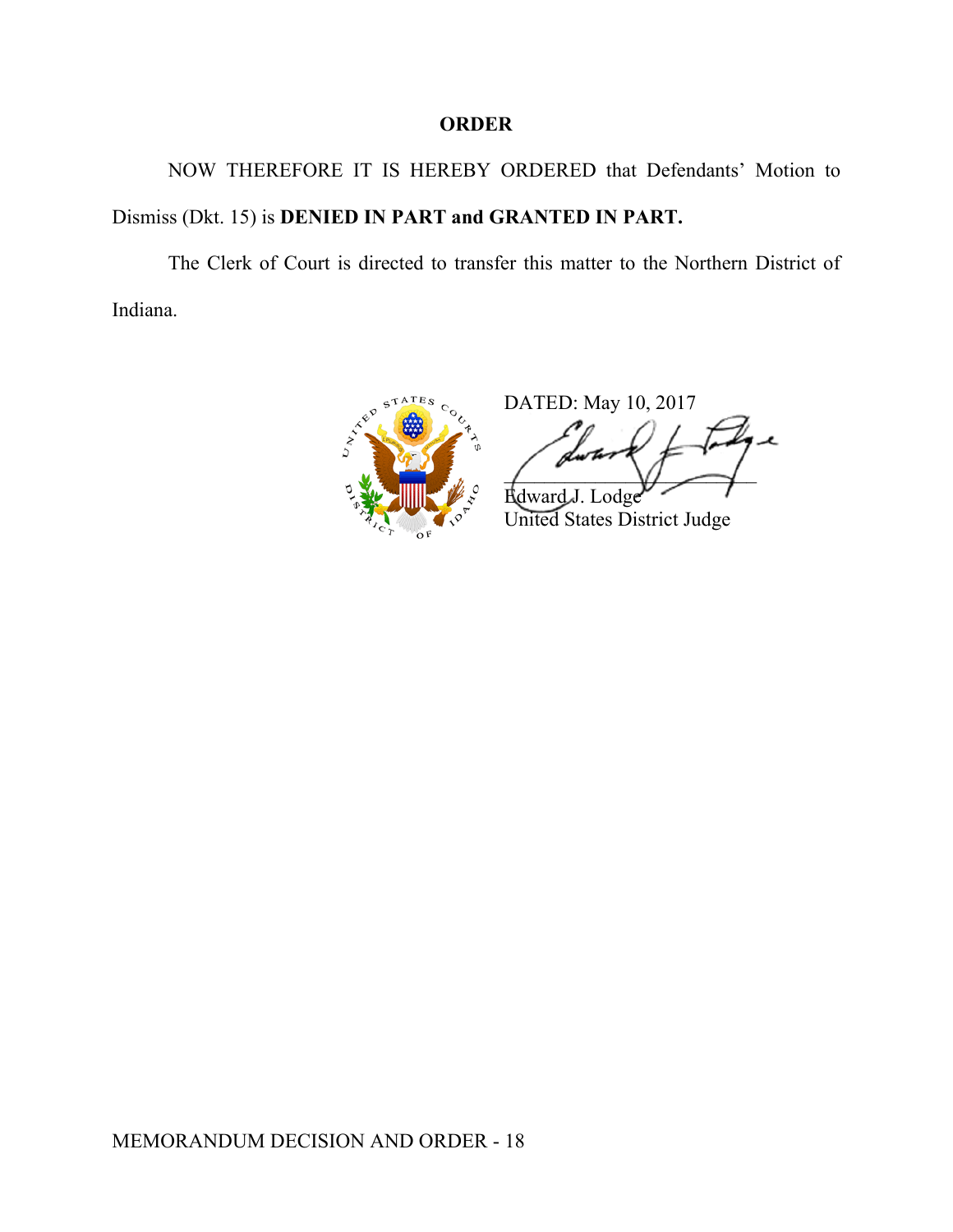**ORDER**

NOW THEREFORE IT IS HEREBY ORDERED that Defendants' Motion to Dismiss (Dkt. 15) is **DENIED IN PART and GRANTED IN PART.**

The Clerk of Court is directed to transfer this matter to the Northern District of Indiana.

DATED: May 10, 2017

Edward J. Lodge
United States District Judge